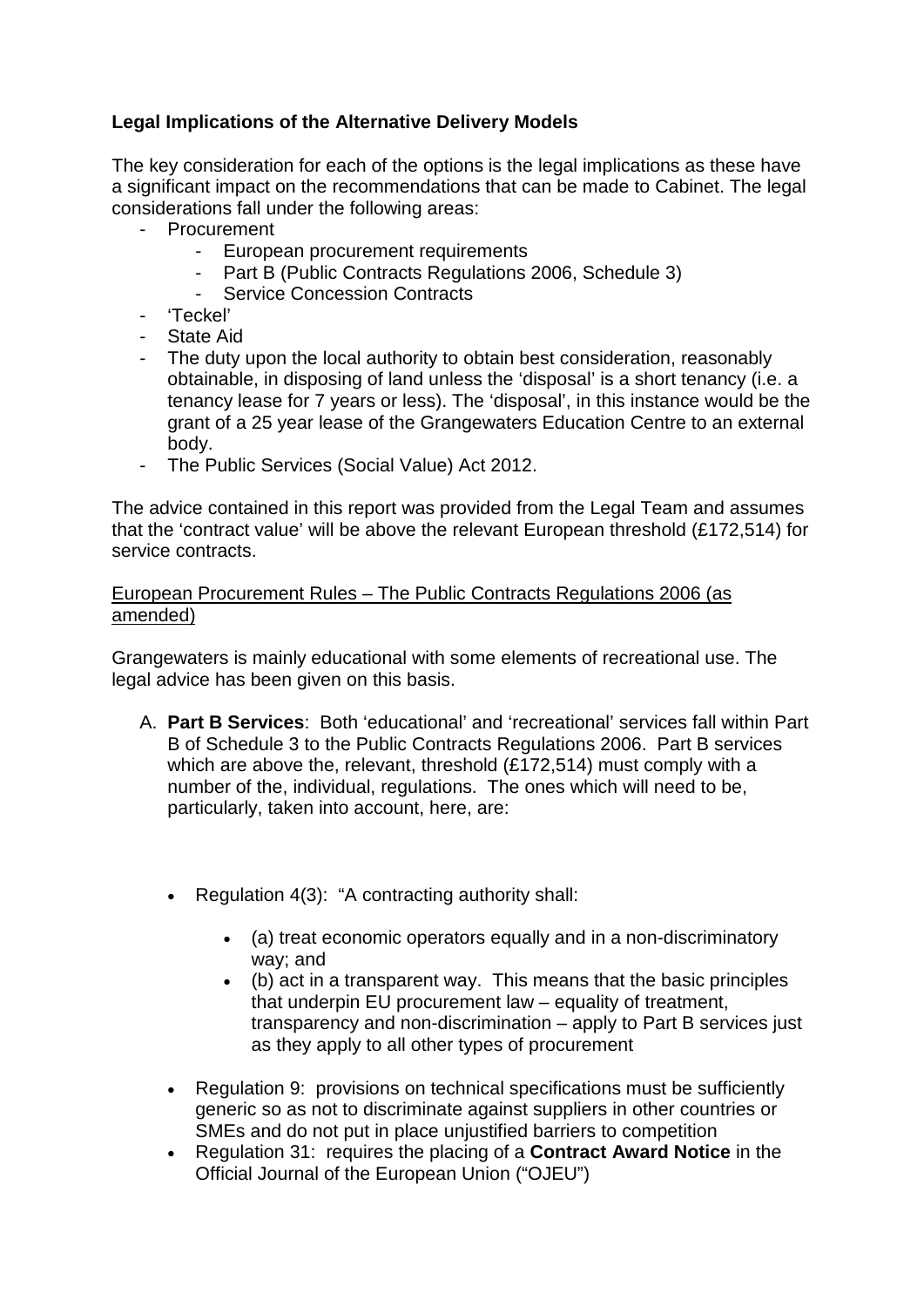**Legal Implications of the Alternative Delivery Models**

The key consideration for each of the options is the legal implications as these have a significant impact on the recommendations that can be made to Cabinet. The legal considerations fall under the following areas:

- Procurement
    - European procurement requirements
    - Part B (Public Contracts Regulations 2006, Schedule 3)
    - Service Concession Contracts
- 'Teckel'
- State Aid
- The duty upon the local authority to obtain best consideration, reasonably obtainable, in disposing of land unless the 'disposal' is a short tenancy (i.e. a tenancy lease for 7 years or less). The 'disposal', in this instance would be the grant of a 25 year lease of the Grangewaters Education Centre to an external body.
- The Public Services (Social Value) Act 2012.

The advice contained in this report was provided from the Legal Team and assumes that the 'contract value' will be above the relevant European threshold (£172,514) for service contracts.

<u>European Procurement Rules – The Public Contracts Regulations 2006 (as amended)</u>

Grangewaters is mainly educational with some elements of recreational use. The legal advice has been given on this basis.

A. **Part B Services**: Both 'educational' and 'recreational' services fall within Part B of Schedule 3 to the Public Contracts Regulations 2006. Part B services which are above the, relevant, threshold (£172,514) must comply with a number of the, individual, regulations. The ones which will need to be, particularly, taken into account, here, are:

    - Regulation 4(3): "A contracting authority shall:
        - (a) treat economic operators equally and in a non-discriminatory way; and
        - (b) act in a transparent way. This means that the basic principles that underpin EU procurement law – equality of treatment, transparency and non-discrimination – apply to Part B services just as they apply to all other types of procurement
    - Regulation 9: provisions on technical specifications must be sufficiently generic so as not to discriminate against suppliers in other countries or SMEs and do not put in place unjustified barriers to competition
    - Regulation 31: requires the placing of a **Contract Award Notice** in the Official Journal of the European Union ("OJEU")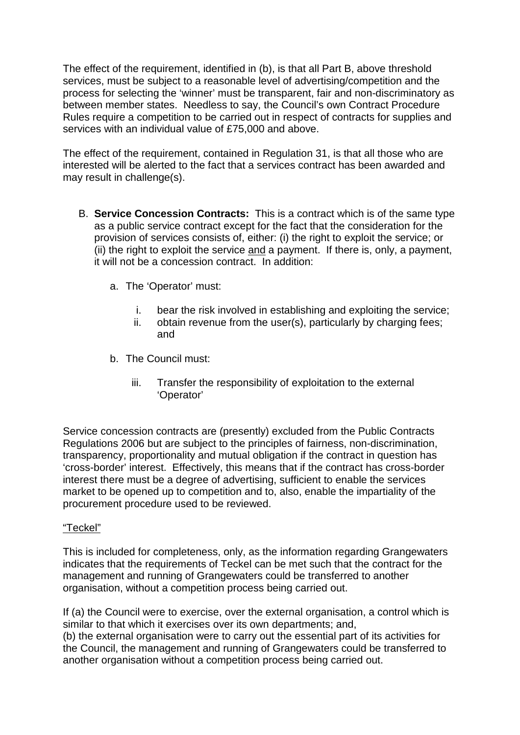The effect of the requirement, identified in (b), is that all Part B, above threshold services, must be subject to a reasonable level of advertising/competition and the process for selecting the 'winner' must be transparent, fair and non-discriminatory as between member states. Needless to say, the Council's own Contract Procedure Rules require a competition to be carried out in respect of contracts for supplies and services with an individual value of £75,000 and above.

The effect of the requirement, contained in Regulation 31, is that all those who are interested will be alerted to the fact that a services contract has been awarded and may result in challenge(s).

B. **Service Concession Contracts:** This is a contract which is of the same type as a public service contract except for the fact that the consideration for the provision of services consists of, either: (i) the right to exploit the service; or (ii) the right to exploit the service <u>and</u> a payment. If there is, only, a payment, it will not be a concession contract. In addition:

   a. The 'Operator' must:

      i. bear the risk involved in establishing and exploiting the service;
      ii. obtain revenue from the user(s), particularly by charging fees; and

   b. The Council must:

      iii. Transfer the responsibility of exploitation to the external 'Operator'

Service concession contracts are (presently) excluded from the Public Contracts Regulations 2006 but are subject to the principles of fairness, non-discrimination, transparency, proportionality and mutual obligation if the contract in question has 'cross-border' interest. Effectively, this means that if the contract has cross-border interest there must be a degree of advertising, sufficient to enable the services market to be opened up to competition and to, also, enable the impartiality of the procurement procedure used to be reviewed.

<u>"Teckel"</u>

This is included for completeness, only, as the information regarding Grangewaters indicates that the requirements of Teckel can be met such that the contract for the management and running of Grangewaters could be transferred to another organisation, without a competition process being carried out.

If (a) the Council were to exercise, over the external organisation, a control which is similar to that which it exercises over its own departments; and,
(b) the external organisation were to carry out the essential part of its activities for the Council, the management and running of Grangewaters could be transferred to another organisation without a competition process being carried out.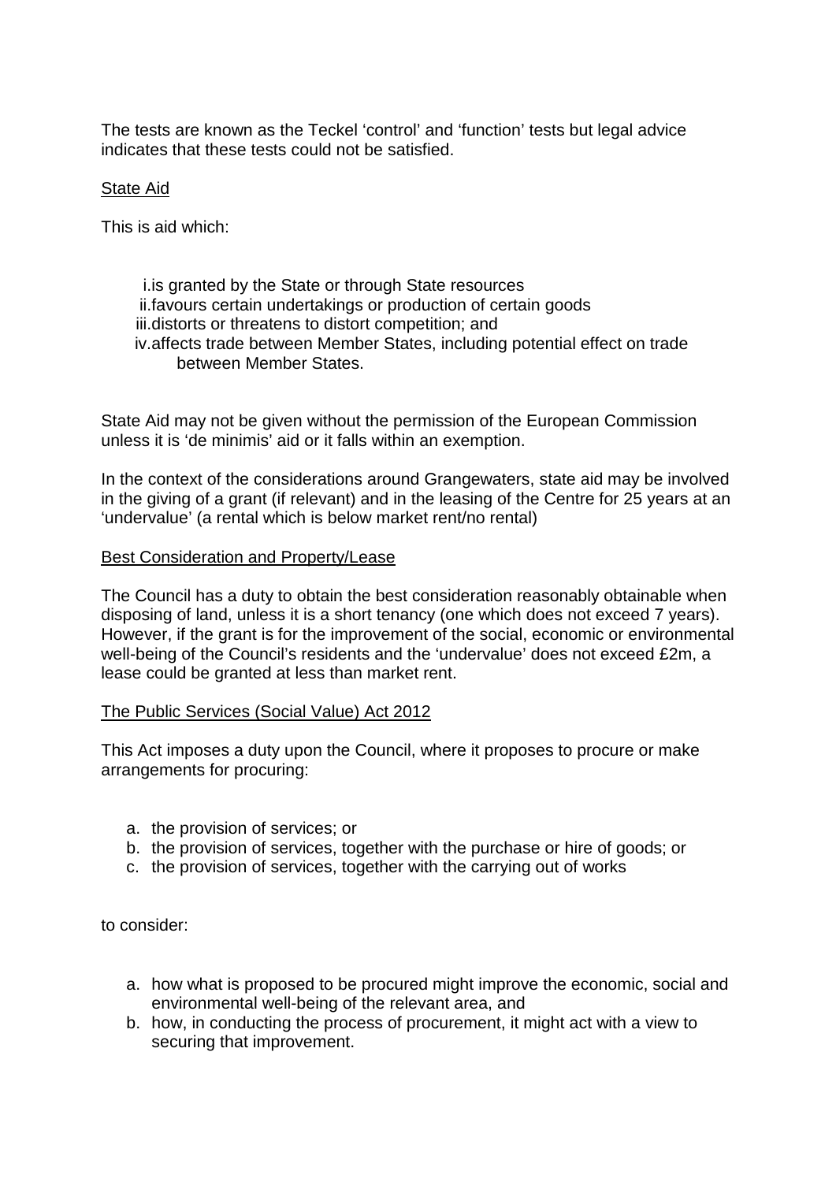The tests are known as the Teckel 'control' and 'function' tests but legal advice indicates that these tests could not be satisfied.

State Aid

This is aid which:

i. is granted by the State or through State resources
ii. favours certain undertakings or production of certain goods
iii. distorts or threatens to distort competition; and
iv. affects trade between Member States, including potential effect on trade between Member States.

State Aid may not be given without the permission of the European Commission unless it is 'de minimis' aid or it falls within an exemption.

In the context of the considerations around Grangewaters, state aid may be involved in the giving of a grant (if relevant) and in the leasing of the Centre for 25 years at an 'undervalue' (a rental which is below market rent/no rental)

Best Consideration and Property/Lease

The Council has a duty to obtain the best consideration reasonably obtainable when disposing of land, unless it is a short tenancy (one which does not exceed 7 years). However, if the grant is for the improvement of the social, economic or environmental well-being of the Council's residents and the 'undervalue' does not exceed £2m, a lease could be granted at less than market rent.

The Public Services (Social Value) Act 2012

This Act imposes a duty upon the Council, where it proposes to procure or make arrangements for procuring:

a. the provision of services; or
b. the provision of services, together with the purchase or hire of goods; or
c. the provision of services, together with the carrying out of works

to consider:

a. how what is proposed to be procured might improve the economic, social and environmental well-being of the relevant area, and
b. how, in conducting the process of procurement, it might act with a view to securing that improvement.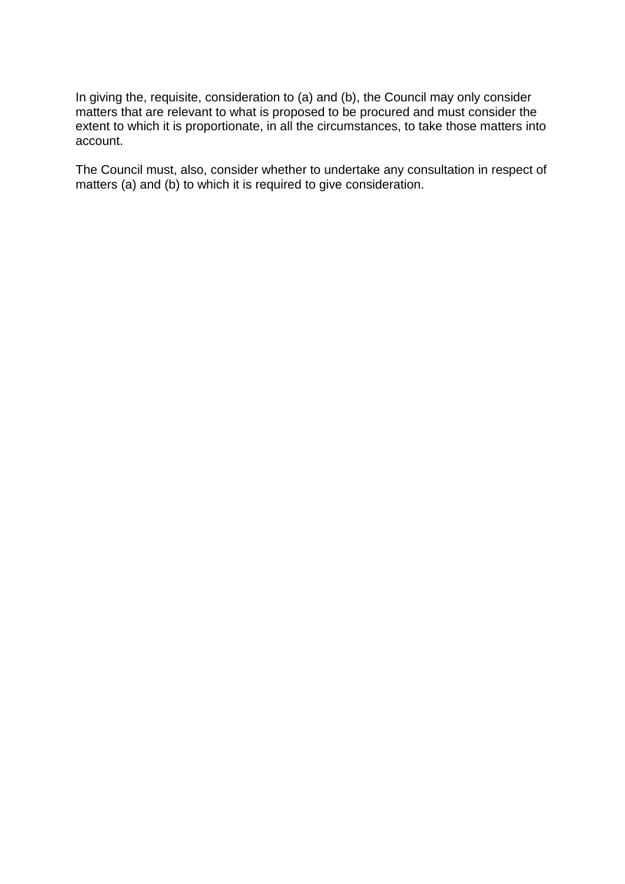In giving the, requisite, consideration to (a) and (b), the Council may only consider matters that are relevant to what is proposed to be procured and must consider the extent to which it is proportionate, in all the circumstances, to take those matters into account.

The Council must, also, consider whether to undertake any consultation in respect of matters (a) and (b) to which it is required to give consideration.